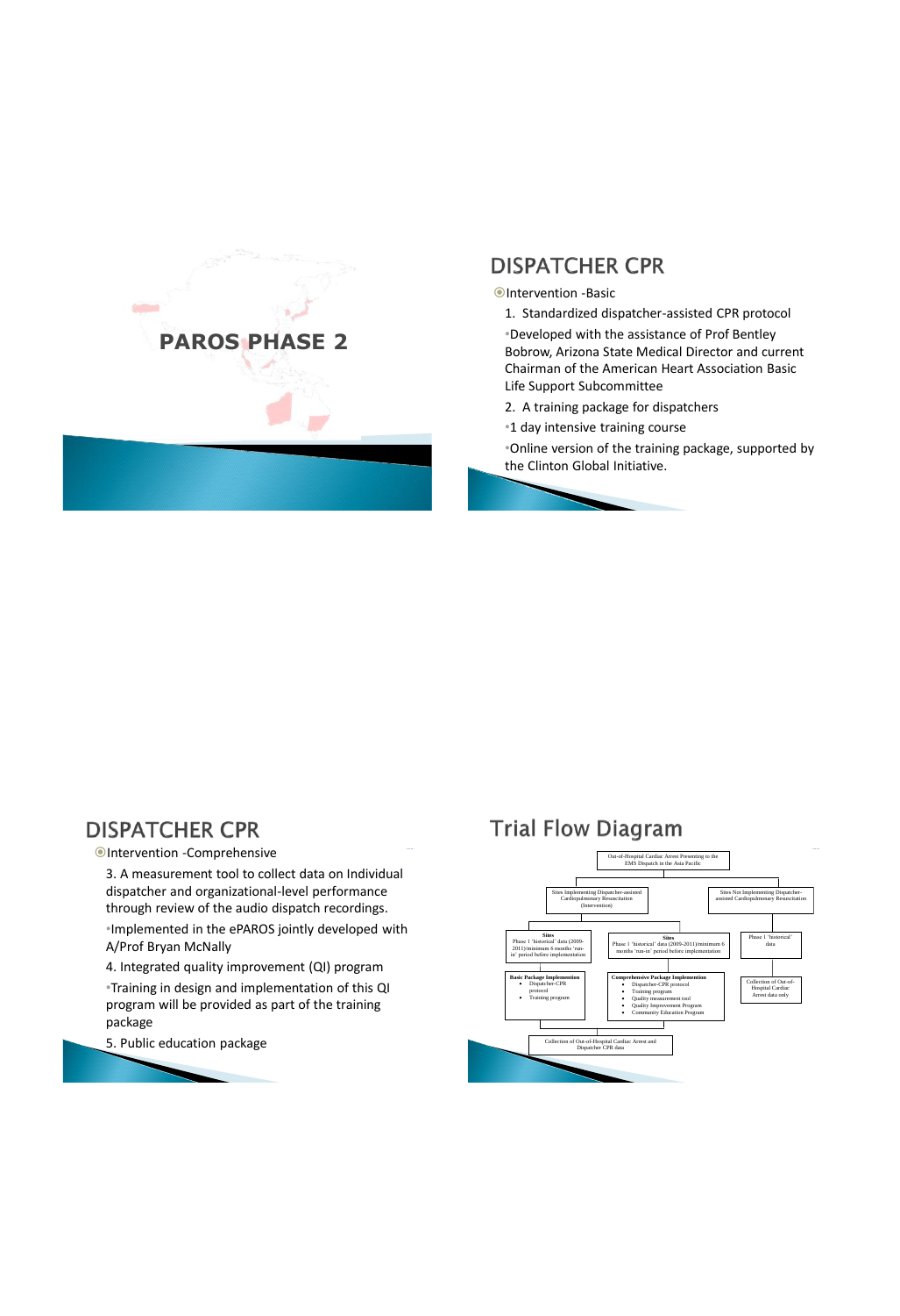# PAROS PHASE 2

## DISPATCHER CPR

- Intervention -Basic
  1. Standardized dispatcher-assisted CPR protocol
     - Developed with the assistance of Prof Bentley Bobrow, Arizona State Medical Director and current Chairman of the American Heart Association Basic Life Support Subcommittee
  2. A training package for dispatchers
     - 1 day intensive training course
     - Online version of the training package, supported by the Clinton Global Initiative.

## DISPATCHER CPR

- Intervention -Comprehensive
  3. A measurement tool to collect data on Individual dispatcher and organizational-level performance through review of the audio dispatch recordings.
     - Implemented in the ePAROS jointly developed with A/Prof Bryan McNally
  4. Integrated quality improvement (QI) program
     - Training in design and implementation of this QI program will be provided as part of the training package
  5. Public education package

## Trial Flow Diagram

Out-of-Hospital Cardiac Arrest Presenting to the EMS Dispatch in the Asia Pacific

Sites Implementing Dispatcher-assisted Cardiopulmonary Resuscitation (Intervention)

Sites Not Implementing Dispatcher-assisted Cardiopulmonary Resuscitation

**Sites**
Phase 1 'historical' data (2009-2011)/minimum 6 months 'run-in' period before implementation

**Sites**
Phase 1 'historical' data (2009-2011)/minimum 6 months 'run-in' period before implementation

Phase 1 'historical' data

**Basic Package Implementation**
- Dispatcher-CPR protocol
- Training program

**Comprehensive Package Implementation**
- Dispatcher-CPR protocol
- Training program
- Quality measurement tool
- Quality Improvement Program
- Community Education Program

Collection of Out-of-Hospital Cardiac Arrest data only

Collection of Out-of-Hospital Cardiac Arrest and Dispatcher CPR data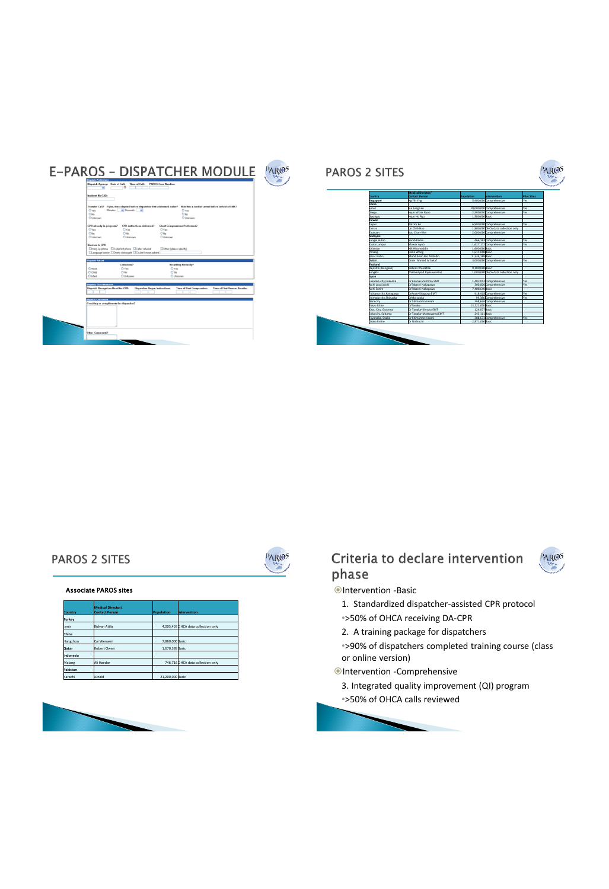# E-PAROS – DISPATCHER MODULE

**Dispatch Preliminary**

Dispatch Agency: Date of Call: Time of Call: PAROS Case Number:

Incident No/CAD?

Transfer Call? If yes, time elapsed before dispatcher first addressed caller? Minutes Seconds Was this a cardiac arrest before arrival of EMS? Yes No Unknown

CPR already in progress? Yes No Unknown CPR instructions delivered? Yes No Unknown Chest Compressions Performed? Yes No Unknown

Barriers to CPR: Hang up phone / Caller left phone / Caller refused / Other (please specify) / Language barrier / Overly distraught / Couldn't move patient

**Dispatch Patient**

Adult / Child / Infant — Conscious? Yes No Unknown — Breathing Normally? Yes No Unknown

**Dispatch Time Measures**

Dispatch Recognizes Need for CPR: Dispatcher Began Instructions: Time of First Compressions: Time of First Rescue Breaths:

**Dispatch Comments**

Coaching or compliments for dispatcher?

Other Comments?

# PAROS 2 SITES

| Country | Medical Director/ Contact Person | Population | Intervention | Pilot Sites |
|---|---|---|---|---|
| **Singapore** | Ng Yih Yng | 5,400,000 | Comprehensive | Yes |
| **Korea** | | | | |
| Seoul | Ko Jung Lee | 10,000,000 | Comprehensive | Yes |
| Daegu | Hyun Wook Ryoo | 2,500,000 | Comprehensive | Yes |
| Gwangju | Hyun Ho Ryu | 1,500,000 | Basic | |
| **Taiwan** | | | | |
| Taipei | Patrick Ko | 6,900,000 | Comprehensive | Yes |
| Tainan | Lin Chih-Hao | 1,800,000 | OHCA data collection only | |
| Taoyuan | Kuo Chan-Wei | 2,000,000 | Comprehensive | |
| **Malaysia** | | | | |
| Sungai Buloh | Sarah Karim | 466,367 | Comprehensive | Yes |
| Kuala Lumpur | Mawar Ayub | 1,627,172 | Comprehensive | Yes |
| Kelantan | Nik Hisamuddin | 1,600,000 | Basic | |
| Penang | Dana Wong | 1,611,000 | Basic | |
| Johor Bahru | Mohd Amin bin Mohidin | 1,334,188 | Basic | |
| **Dubai** | Omer Ahmed Al Sakaf | 3,000,000 | Comprehensive | Yes |
| **Thailand** | | | | |
| Siriraj (Bangkok) | Nalinas Khunkhlai | 9,100,000 | Basic | |
| Songkla | Prasit Pyanawaku | 1,000,000 | OHCA data collection only | |
| **Japan** | | | | |
| Fukuoka city, Fukuoka | Dr Kanna+Shishima EMT | 1,463,052 | Comprehensive | Yes |
| Aichi Local, Aichi | Dr Takashi Nakagawa | 400,000 | Comprehensive | Yes |
| Aichi Entire | Dr Takashi Nakagawa | 7,400,000 | Basic | |
| Fujisawa city, Kanagawa | DrAsano+Sugiyo EMT | 416,418 | Comprehensive | Yes |
| Shimada city, Shizuoka | DrMatsuoka | 99,386 | Comprehensive | Yes |
| Nara city | Dr Shimamoto+Iwami | 368,636 | Comprehensive | |
| Tokyo Entire | Dr Tanaka | 13,222,000 | Basic | |
| Oryu City, Gunma | Dr Tanaka+Kimura EMT | 124,877 | Basic | |
| Saku city, Saitama | Dr Tanaka+Matsuyama EMT | 243,333 | Basic | |
| Suyanaka, Osaka | Dr Shimamoto+Iwami | 388,633 | Comprehensive | Yes |
| Osaka Entire | Dr Nishiuchi | 2,871,000 | Basic | |

# PAROS 2 SITES

**Associate PAROS sites**

| Country | Medical Director/ Contact Person | Population | Intervention |
|---|---|---|---|
| **Turkey** | | | |
| Izmir | Ridvan Atilla | 4,005,459 | OHCA data collection only |
| **China** | | | |
| Hangzhou | Cai Wenwei | 7,860,000 | Basic |
| **Qatar** | Robert Owen | 1,670,389 | Basic |
| **Indonesia** | | | |
| Malang | Ali Haedar | 746,716 | OHCA data collection only |
| **Pakistan** | | | |
| Karachi | Junaid | 21,200,000 | Basic |

# Criteria to declare intervention phase

- Intervention -Basic
  1. Standardized dispatcher-assisted CPR protocol
     - >50% of OHCA receiving DA-CPR
  2. A training package for dispatchers
     - >90% of dispatchers completed training course (class or online version)
- Intervention -Comprehensive
  3. Integrated quality improvement (QI) program
     - >50% of OHCA calls reviewed